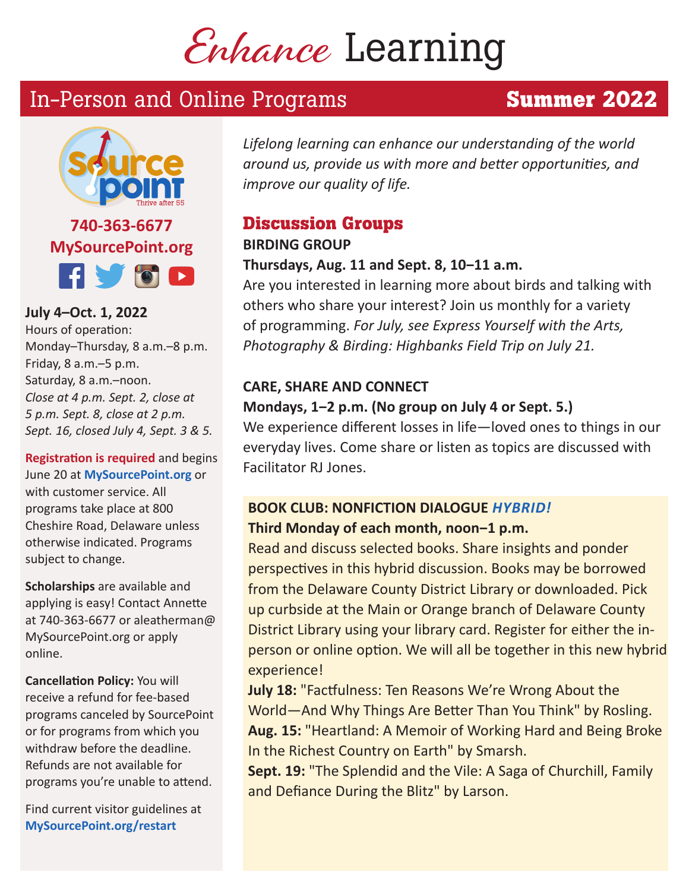# Enhance Learning

## In-Person and Online Programs — Summer 2022

**740-363-6677**
**MySourcePoint.org**

**July 4–Oct. 1, 2022**
Hours of operation:
Monday–Thursday, 8 a.m.–8 p.m.
Friday, 8 a.m.–5 p.m.
Saturday, 8 a.m.–noon.
*Close at 4 p.m. Sept. 2, close at 5 p.m. Sept. 8, close at 2 p.m. Sept. 16, closed July 4, Sept. 3 & 5.*

**Registration is required** and begins June 20 at **MySourcePoint.org** or with customer service. All programs take place at 800 Cheshire Road, Delaware unless otherwise indicated. Programs subject to change.

**Scholarships** are available and applying is easy! Contact Annette at 740-363-6677 or aleatherman@MySourcePoint.org or apply online.

**Cancellation Policy:** You will receive a refund for fee-based programs canceled by SourcePoint or for programs from which you withdraw before the deadline. Refunds are not available for programs you're unable to attend.

Find current visitor guidelines at **MySourcePoint.org/restart**

*Lifelong learning can enhance our understanding of the world around us, provide us with more and better opportunities, and improve our quality of life.*

## Discussion Groups

**BIRDING GROUP**
**Thursdays, Aug. 11 and Sept. 8, 10–11 a.m.**
Are you interested in learning more about birds and talking with others who share your interest? Join us monthly for a variety of programming. *For July, see Express Yourself with the Arts, Photography & Birding: Highbanks Field Trip on July 21.*

**CARE, SHARE AND CONNECT**
**Mondays, 1–2 p.m. (No group on July 4 or Sept. 5.)**
We experience different losses in life—loved ones to things in our everyday lives. Come share or listen as topics are discussed with Facilitator RJ Jones.

**BOOK CLUB: NONFICTION DIALOGUE** ***HYBRID!***
**Third Monday of each month, noon–1 p.m.**
Read and discuss selected books. Share insights and ponder perspectives in this hybrid discussion. Books may be borrowed from the Delaware County District Library or downloaded. Pick up curbside at the Main or Orange branch of Delaware County District Library using your library card. Register for either the in-person or online option. We will all be together in this new hybrid experience!
**July 18:** "Factfulness: Ten Reasons We're Wrong About the World—And Why Things Are Better Than You Think" by Rosling.
**Aug. 15:** "Heartland: A Memoir of Working Hard and Being Broke In the Richest Country on Earth" by Smarsh.
**Sept. 19:** "The Splendid and the Vile: A Saga of Churchill, Family and Defiance During the Blitz" by Larson.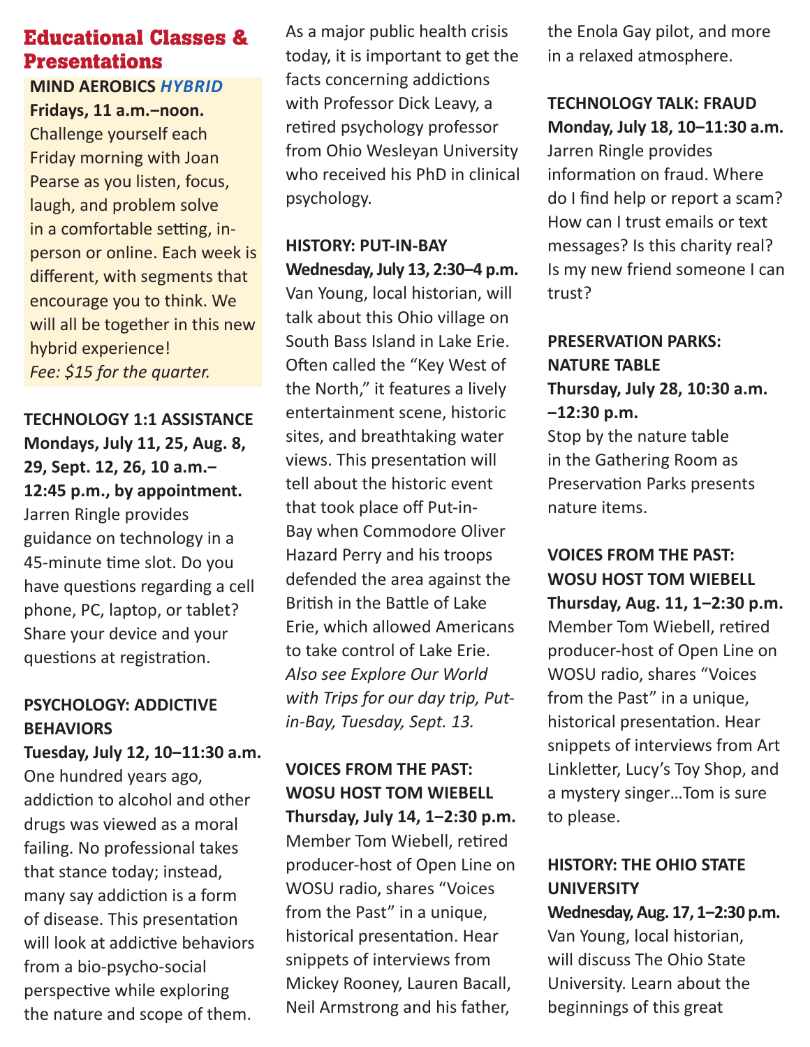## Educational Classes & Presentations

**MIND AEROBICS** ***HYBRID***
**Fridays, 11 a.m.–noon.**
Challenge yourself each Friday morning with Joan Pearse as you listen, focus, laugh, and problem solve in a comfortable setting, in-person or online. Each week is different, with segments that encourage you to think. We will all be together in this new hybrid experience!
*Fee: $15 for the quarter.*

**TECHNOLOGY 1:1 ASSISTANCE**
**Mondays, July 11, 25, Aug. 8, 29, Sept. 12, 26, 10 a.m.–12:45 p.m., by appointment.**
Jarren Ringle provides guidance on technology in a 45-minute time slot. Do you have questions regarding a cell phone, PC, laptop, or tablet? Share your device and your questions at registration.

**PSYCHOLOGY: ADDICTIVE BEHAVIORS**
**Tuesday, July 12, 10–11:30 a.m.**
One hundred years ago, addiction to alcohol and other drugs was viewed as a moral failing. No professional takes that stance today; instead, many say addiction is a form of disease. This presentation will look at addictive behaviors from a bio-psycho-social perspective while exploring the nature and scope of them. As a major public health crisis today, it is important to get the facts concerning addictions with Professor Dick Leavy, a retired psychology professor from Ohio Wesleyan University who received his PhD in clinical psychology.

**HISTORY: PUT-IN-BAY**
**Wednesday, July 13, 2:30–4 p.m.**
Van Young, local historian, will talk about this Ohio village on South Bass Island in Lake Erie. Often called the "Key West of the North," it features a lively entertainment scene, historic sites, and breathtaking water views. This presentation will tell about the historic event that took place off Put-in-Bay when Commodore Oliver Hazard Perry and his troops defended the area against the British in the Battle of Lake Erie, which allowed Americans to take control of Lake Erie. *Also see Explore Our World with Trips for our day trip, Put-in-Bay, Tuesday, Sept. 13.*

**VOICES FROM THE PAST: WOSU HOST TOM WIEBELL**
**Thursday, July 14, 1–2:30 p.m.**
Member Tom Wiebell, retired producer-host of Open Line on WOSU radio, shares "Voices from the Past" in a unique, historical presentation. Hear snippets of interviews from Mickey Rooney, Lauren Bacall, Neil Armstrong and his father, the Enola Gay pilot, and more in a relaxed atmosphere.

**TECHNOLOGY TALK: FRAUD**
**Monday, July 18, 10–11:30 a.m.**
Jarren Ringle provides information on fraud. Where do I find help or report a scam? How can I trust emails or text messages? Is this charity real? Is my new friend someone I can trust?

**PRESERVATION PARKS: NATURE TABLE**
**Thursday, July 28, 10:30 a.m. –12:30 p.m.**
Stop by the nature table in the Gathering Room as Preservation Parks presents nature items.

**VOICES FROM THE PAST: WOSU HOST TOM WIEBELL**
**Thursday, Aug. 11, 1–2:30 p.m.**
Member Tom Wiebell, retired producer-host of Open Line on WOSU radio, shares "Voices from the Past" in a unique, historical presentation. Hear snippets of interviews from Art Linkletter, Lucy's Toy Shop, and a mystery singer…Tom is sure to please.

**HISTORY: THE OHIO STATE UNIVERSITY**
**Wednesday, Aug. 17, 1–2:30 p.m.**
Van Young, local historian, will discuss The Ohio State University. Learn about the beginnings of this great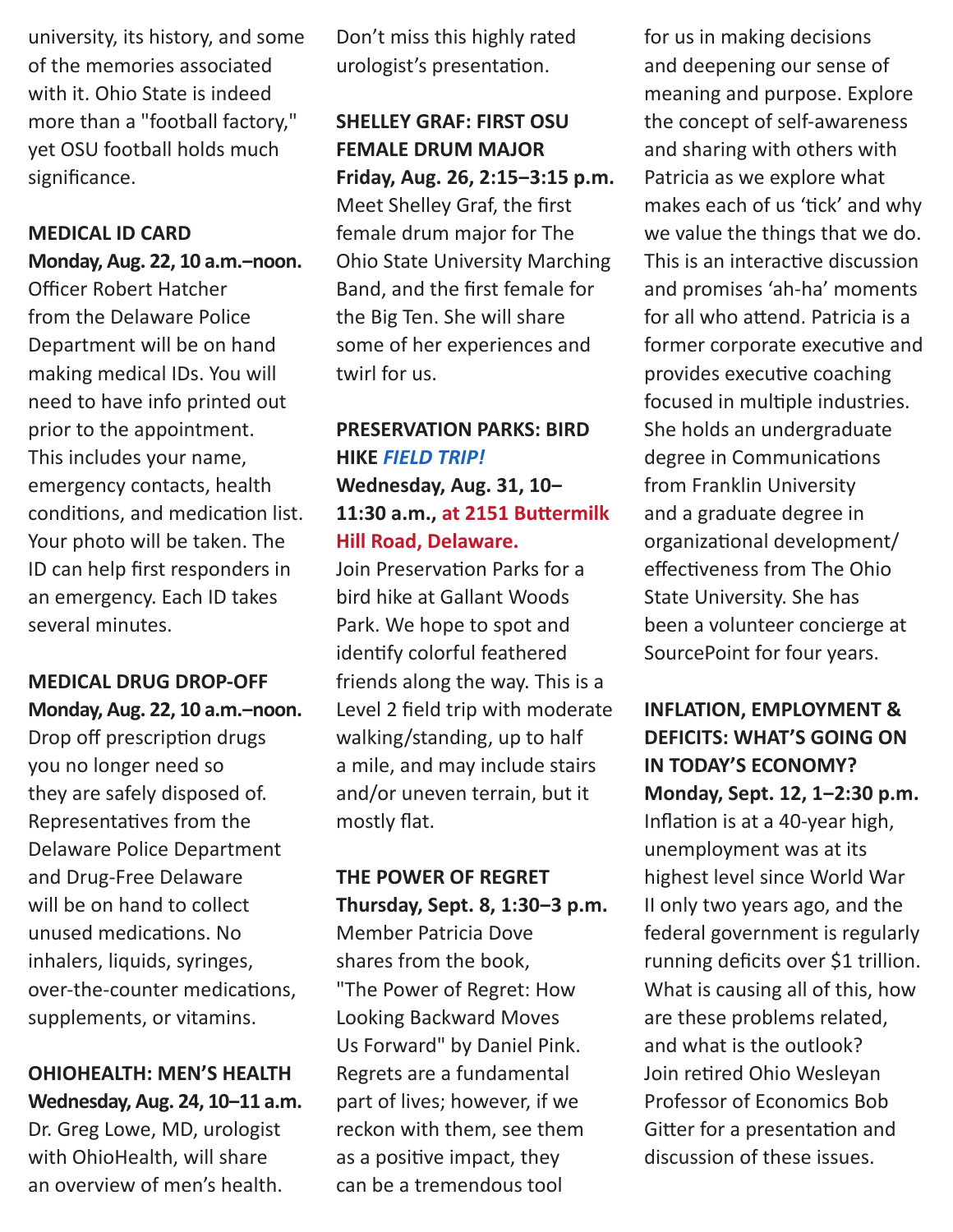university, its history, and some of the memories associated with it. Ohio State is indeed more than a "football factory," yet OSU football holds much significance.

**MEDICAL ID CARD**
**Monday, Aug. 22, 10 a.m.–noon.**
Officer Robert Hatcher from the Delaware Police Department will be on hand making medical IDs. You will need to have info printed out prior to the appointment. This includes your name, emergency contacts, health conditions, and medication list. Your photo will be taken. The ID can help first responders in an emergency. Each ID takes several minutes.

**MEDICAL DRUG DROP-OFF**
**Monday, Aug. 22, 10 a.m.–noon.**
Drop off prescription drugs you no longer need so they are safely disposed of. Representatives from the Delaware Police Department and Drug-Free Delaware will be on hand to collect unused medications. No inhalers, liquids, syringes, over-the-counter medications, supplements, or vitamins.

**OHIOHEALTH: MEN'S HEALTH**
**Wednesday, Aug. 24, 10–11 a.m.**
Dr. Greg Lowe, MD, urologist with OhioHealth, will share an overview of men's health. Don't miss this highly rated urologist's presentation.

**SHELLEY GRAF: FIRST OSU FEMALE DRUM MAJOR**
**Friday, Aug. 26, 2:15–3:15 p.m.**
Meet Shelley Graf, the first female drum major for The Ohio State University Marching Band, and the first female for the Big Ten. She will share some of her experiences and twirl for us.

**PRESERVATION PARKS: BIRD HIKE *FIELD TRIP!***
**Wednesday, Aug. 31, 10–11:30 a.m., at 2151 Buttermilk Hill Road, Delaware.**
Join Preservation Parks for a bird hike at Gallant Woods Park. We hope to spot and identify colorful feathered friends along the way. This is a Level 2 field trip with moderate walking/standing, up to half a mile, and may include stairs and/or uneven terrain, but it mostly flat.

**THE POWER OF REGRET**
**Thursday, Sept. 8, 1:30–3 p.m.**
Member Patricia Dove shares from the book, "The Power of Regret: How Looking Backward Moves Us Forward" by Daniel Pink. Regrets are a fundamental part of lives; however, if we reckon with them, see them as a positive impact, they can be a tremendous tool for us in making decisions and deepening our sense of meaning and purpose. Explore the concept of self-awareness and sharing with others with Patricia as we explore what makes each of us 'tick' and why we value the things that we do. This is an interactive discussion and promises 'ah-ha' moments for all who attend. Patricia is a former corporate executive and provides executive coaching focused in multiple industries. She holds an undergraduate degree in Communications from Franklin University and a graduate degree in organizational development/ effectiveness from The Ohio State University. She has been a volunteer concierge at SourcePoint for four years.

**INFLATION, EMPLOYMENT & DEFICITS: WHAT'S GOING ON IN TODAY'S ECONOMY?**
**Monday, Sept. 12, 1–2:30 p.m.**
Inflation is at a 40-year high, unemployment was at its highest level since World War II only two years ago, and the federal government is regularly running deficits over $1 trillion. What is causing all of this, how are these problems related, and what is the outlook? Join retired Ohio Wesleyan Professor of Economics Bob Gitter for a presentation and discussion of these issues.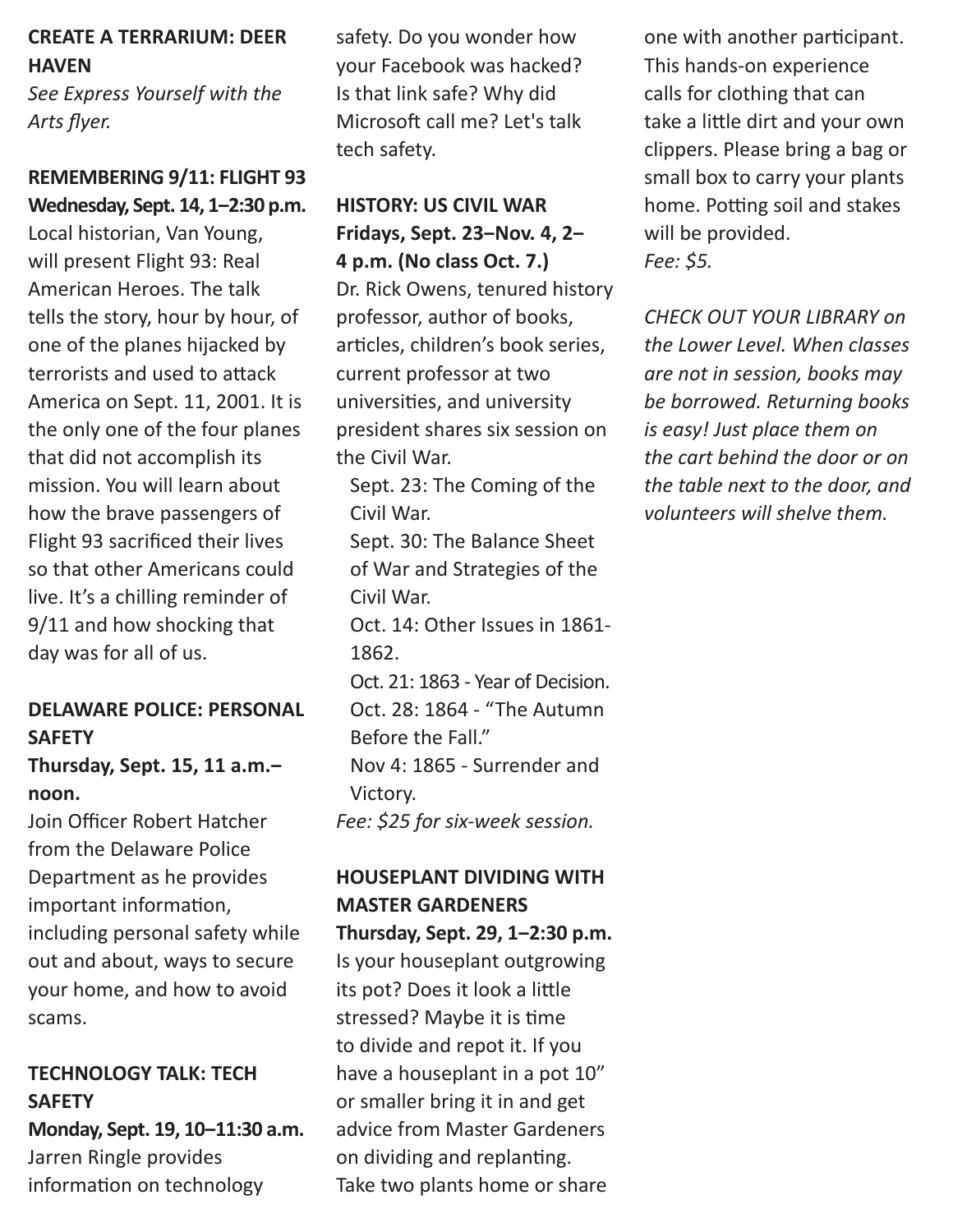**CREATE A TERRARIUM: DEER HAVEN**

*See Express Yourself with the Arts flyer.*

**REMEMBERING 9/11: FLIGHT 93**

**Wednesday, Sept. 14, 1–2:30 p.m.**

Local historian, Van Young, will present Flight 93: Real American Heroes. The talk tells the story, hour by hour, of one of the planes hijacked by terrorists and used to attack America on Sept. 11, 2001. It is the only one of the four planes that did not accomplish its mission. You will learn about how the brave passengers of Flight 93 sacrificed their lives so that other Americans could live. It's a chilling reminder of 9/11 and how shocking that day was for all of us.

**DELAWARE POLICE: PERSONAL SAFETY**

**Thursday, Sept. 15, 11 a.m.–noon.**

Join Officer Robert Hatcher from the Delaware Police Department as he provides important information, including personal safety while out and about, ways to secure your home, and how to avoid scams.

**TECHNOLOGY TALK: TECH SAFETY**

**Monday, Sept. 19, 10–11:30 a.m.**

Jarren Ringle provides information on technology safety. Do you wonder how your Facebook was hacked? Is that link safe? Why did Microsoft call me? Let's talk tech safety.

**HISTORY: US CIVIL WAR**

**Fridays, Sept. 23–Nov. 4, 2–4 p.m. (No class Oct. 7.)**

Dr. Rick Owens, tenured history professor, author of books, articles, children's book series, current professor at two universities, and university president shares six session on the Civil War.

Sept. 23: The Coming of the Civil War.
Sept. 30: The Balance Sheet of War and Strategies of the Civil War.
Oct. 14: Other Issues in 1861-1862.
Oct. 21: 1863 - Year of Decision.
Oct. 28: 1864 - "The Autumn Before the Fall."
Nov 4: 1865 - Surrender and Victory.

*Fee: $25 for six-week session.*

**HOUSEPLANT DIVIDING WITH MASTER GARDENERS**

**Thursday, Sept. 29, 1–2:30 p.m.**

Is your houseplant outgrowing its pot? Does it look a little stressed? Maybe it is time to divide and repot it. If you have a houseplant in a pot 10" or smaller bring it in and get advice from Master Gardeners on dividing and replanting. Take two plants home or share one with another participant. This hands-on experience calls for clothing that can take a little dirt and your own clippers. Please bring a bag or small box to carry your plants home. Potting soil and stakes will be provided.

*Fee: $5.*

*CHECK OUT YOUR LIBRARY on the Lower Level. When classes are not in session, books may be borrowed. Returning books is easy! Just place them on the cart behind the door or on the table next to the door, and volunteers will shelve them.*